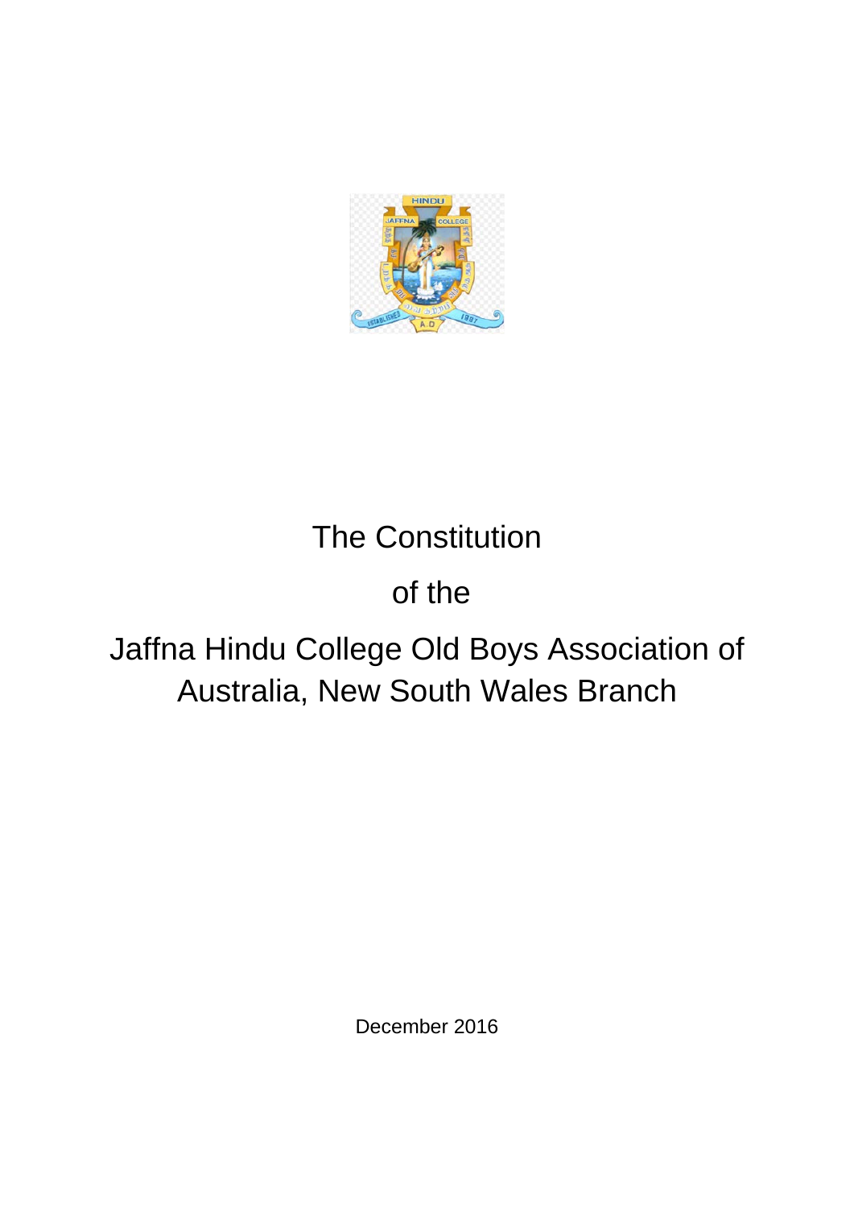# The Constitution

# of the

# Jaffna Hindu College Old Boys Association of Australia, New South Wales Branch

December 2016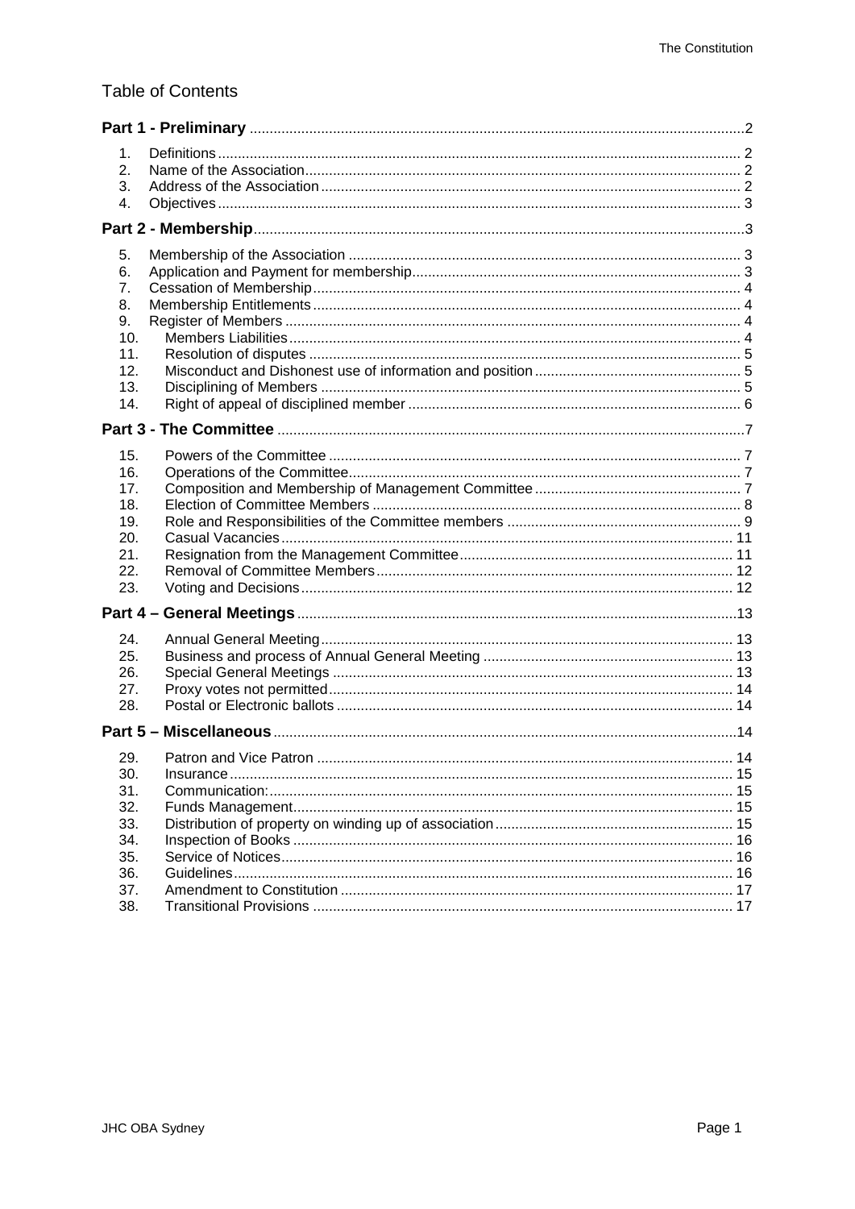# Table of Contents

| | | |
|---|---|---|
| **Part 1 - Preliminary** | | 2 |
| 1. | Definitions | 2 |
| 2. | Name of the Association | 2 |
| 3. | Address of the Association | 2 |
| 4. | Objectives | 3 |
| **Part 2 - Membership** | | 3 |
| 5. | Membership of the Association | 3 |
| 6. | Application and Payment for membership | 3 |
| 7. | Cessation of Membership | 4 |
| 8. | Membership Entitlements | 4 |
| 9. | Register of Members | 4 |
| 10. | Members Liabilities | 4 |
| 11. | Resolution of disputes | 5 |
| 12. | Misconduct and Dishonest use of information and position | 5 |
| 13. | Disciplining of Members | 5 |
| 14. | Right of appeal of disciplined member | 6 |
| **Part 3 - The Committee** | | 7 |
| 15. | Powers of the Committee | 7 |
| 16. | Operations of the Committee | 7 |
| 17. | Composition and Membership of Management Committee | 7 |
| 18. | Election of Committee Members | 8 |
| 19. | Role and Responsibilities of the Committee members | 9 |
| 20. | Casual Vacancies | 11 |
| 21. | Resignation from the Management Committee | 11 |
| 22. | Removal of Committee Members | 12 |
| 23. | Voting and Decisions | 12 |
| **Part 4 – General Meetings** | | 13 |
| 24. | Annual General Meeting | 13 |
| 25. | Business and process of Annual General Meeting | 13 |
| 26. | Special General Meetings | 13 |
| 27. | Proxy votes not permitted | 14 |
| 28. | Postal or Electronic ballots | 14 |
| **Part 5 – Miscellaneous** | | 14 |
| 29. | Patron and Vice Patron | 14 |
| 30. | Insurance | 15 |
| 31. | Communication: | 15 |
| 32. | Funds Management | 15 |
| 33. | Distribution of property on winding up of association | 15 |
| 34. | Inspection of Books | 16 |
| 35. | Service of Notices | 16 |
| 36. | Guidelines | 16 |
| 37. | Amendment to Constitution | 17 |
| 38. | Transitional Provisions | 17 |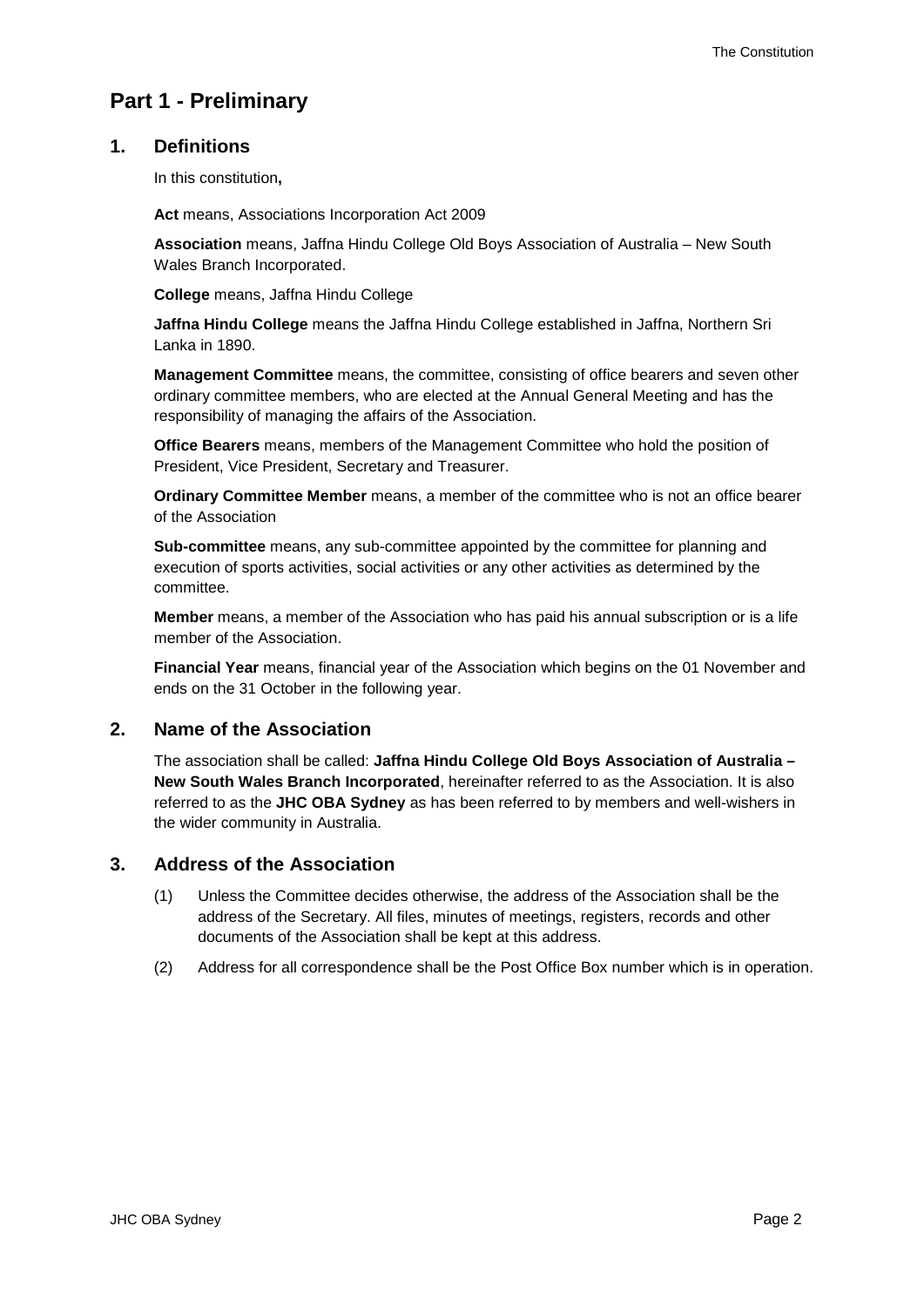# Part 1 - Preliminary

## 1. Definitions

In this constitution**,**

**Act** means, Associations Incorporation Act 2009

**Association** means, Jaffna Hindu College Old Boys Association of Australia – New South Wales Branch Incorporated.

**College** means, Jaffna Hindu College

**Jaffna Hindu College** means the Jaffna Hindu College established in Jaffna, Northern Sri Lanka in 1890.

**Management Committee** means, the committee, consisting of office bearers and seven other ordinary committee members, who are elected at the Annual General Meeting and has the responsibility of managing the affairs of the Association.

**Office Bearers** means, members of the Management Committee who hold the position of President, Vice President, Secretary and Treasurer.

**Ordinary Committee Member** means, a member of the committee who is not an office bearer of the Association

**Sub-committee** means, any sub-committee appointed by the committee for planning and execution of sports activities, social activities or any other activities as determined by the committee.

**Member** means, a member of the Association who has paid his annual subscription or is a life member of the Association.

**Financial Year** means, financial year of the Association which begins on the 01 November and ends on the 31 October in the following year.

## 2. Name of the Association

The association shall be called: **Jaffna Hindu College Old Boys Association of Australia – New South Wales Branch Incorporated**, hereinafter referred to as the Association. It is also referred to as the **JHC OBA Sydney** as has been referred to by members and well-wishers in the wider community in Australia.

## 3. Address of the Association

(1) Unless the Committee decides otherwise, the address of the Association shall be the address of the Secretary. All files, minutes of meetings, registers, records and other documents of the Association shall be kept at this address.

(2) Address for all correspondence shall be the Post Office Box number which is in operation.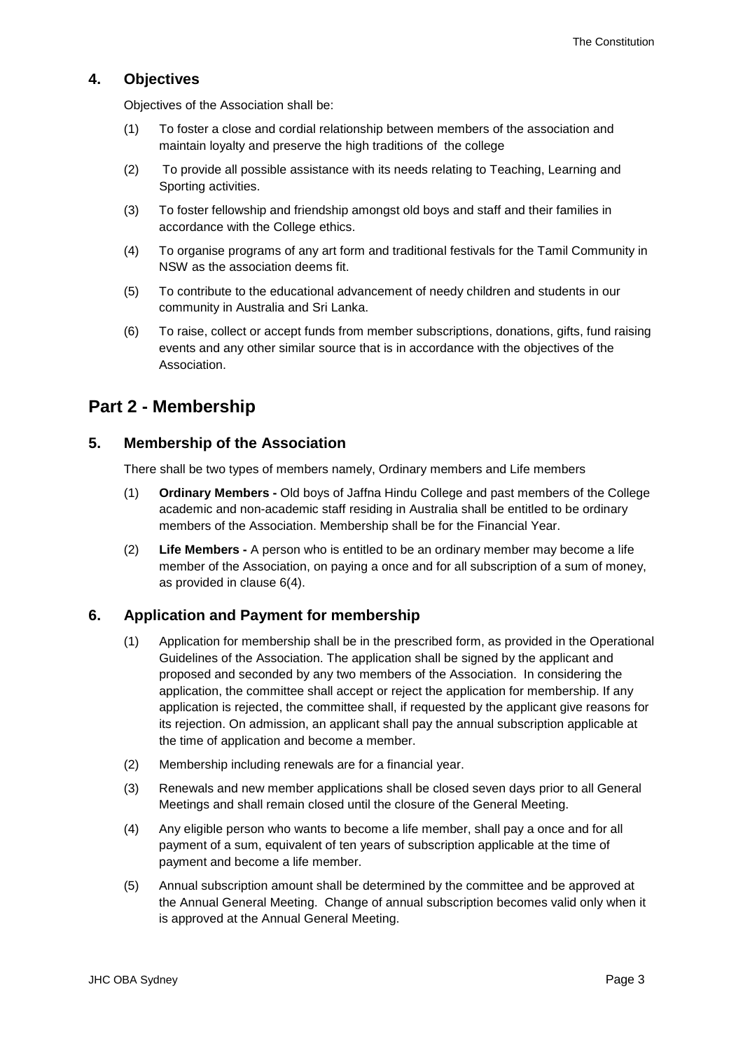## 4. Objectives

Objectives of the Association shall be:

(1) To foster a close and cordial relationship between members of the association and maintain loyalty and preserve the high traditions of the college

(2) To provide all possible assistance with its needs relating to Teaching, Learning and Sporting activities.

(3) To foster fellowship and friendship amongst old boys and staff and their families in accordance with the College ethics.

(4) To organise programs of any art form and traditional festivals for the Tamil Community in NSW as the association deems fit.

(5) To contribute to the educational advancement of needy children and students in our community in Australia and Sri Lanka.

(6) To raise, collect or accept funds from member subscriptions, donations, gifts, fund raising events and any other similar source that is in accordance with the objectives of the Association.

# Part 2 - Membership

## 5. Membership of the Association

There shall be two types of members namely, Ordinary members and Life members

(1) **Ordinary Members -** Old boys of Jaffna Hindu College and past members of the College academic and non-academic staff residing in Australia shall be entitled to be ordinary members of the Association. Membership shall be for the Financial Year.

(2) **Life Members -** A person who is entitled to be an ordinary member may become a life member of the Association, on paying a once and for all subscription of a sum of money, as provided in clause 6(4).

## 6. Application and Payment for membership

(1) Application for membership shall be in the prescribed form, as provided in the Operational Guidelines of the Association. The application shall be signed by the applicant and proposed and seconded by any two members of the Association. In considering the application, the committee shall accept or reject the application for membership. If any application is rejected, the committee shall, if requested by the applicant give reasons for its rejection. On admission, an applicant shall pay the annual subscription applicable at the time of application and become a member.

(2) Membership including renewals are for a financial year.

(3) Renewals and new member applications shall be closed seven days prior to all General Meetings and shall remain closed until the closure of the General Meeting.

(4) Any eligible person who wants to become a life member, shall pay a once and for all payment of a sum, equivalent of ten years of subscription applicable at the time of payment and become a life member.

(5) Annual subscription amount shall be determined by the committee and be approved at the Annual General Meeting. Change of annual subscription becomes valid only when it is approved at the Annual General Meeting.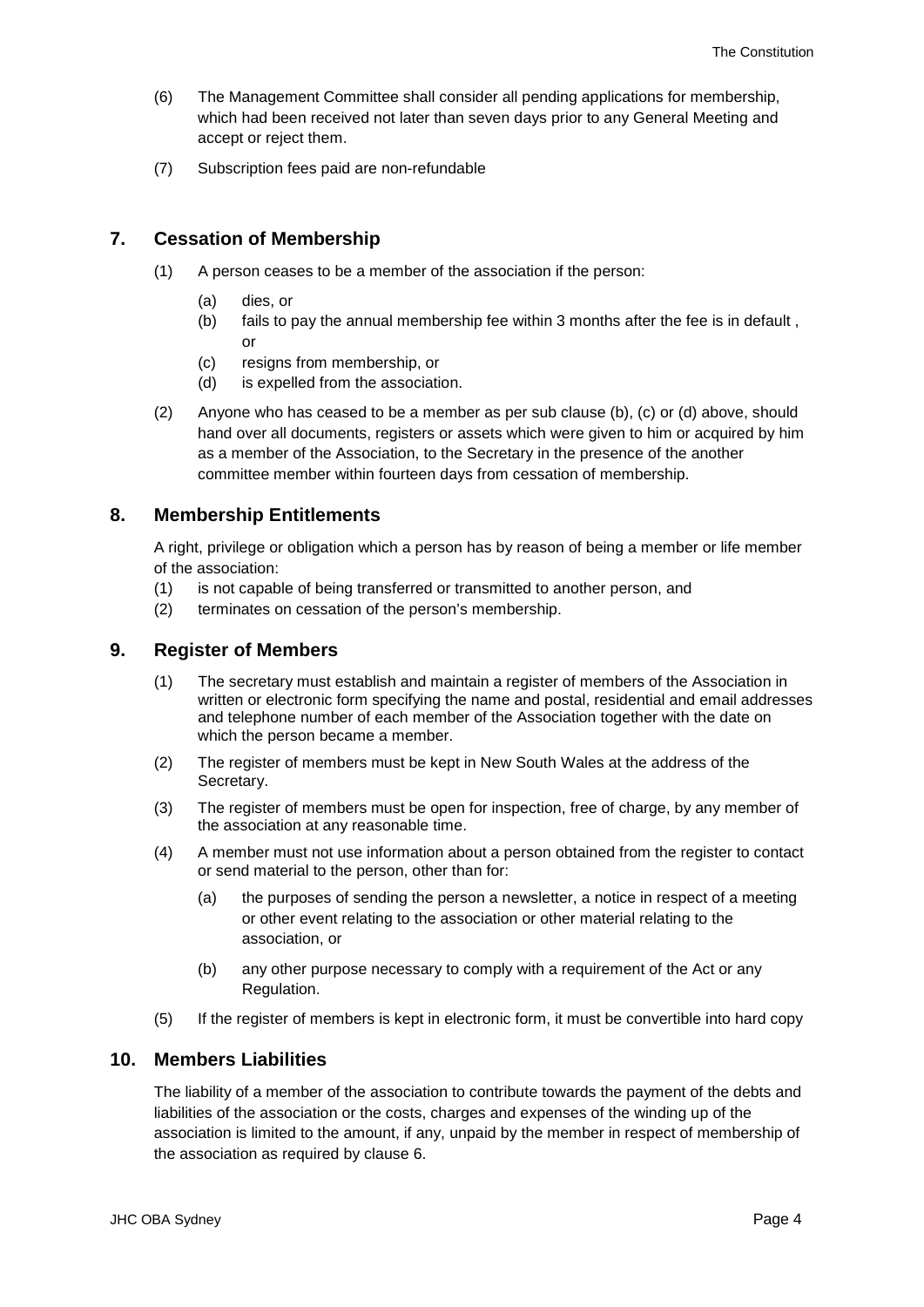(6) The Management Committee shall consider all pending applications for membership, which had been received not later than seven days prior to any General Meeting and accept or reject them.

(7) Subscription fees paid are non-refundable

## 7. Cessation of Membership

(1) A person ceases to be a member of the association if the person:

- (a) dies, or
- (b) fails to pay the annual membership fee within 3 months after the fee is in default , or
- (c) resigns from membership, or
- (d) is expelled from the association.

(2) Anyone who has ceased to be a member as per sub clause (b), (c) or (d) above, should hand over all documents, registers or assets which were given to him or acquired by him as a member of the Association, to the Secretary in the presence of the another committee member within fourteen days from cessation of membership.

## 8. Membership Entitlements

A right, privilege or obligation which a person has by reason of being a member or life member of the association:

(1) is not capable of being transferred or transmitted to another person, and

(2) terminates on cessation of the person's membership.

## 9. Register of Members

(1) The secretary must establish and maintain a register of members of the Association in written or electronic form specifying the name and postal, residential and email addresses and telephone number of each member of the Association together with the date on which the person became a member.

(2) The register of members must be kept in New South Wales at the address of the Secretary.

(3) The register of members must be open for inspection, free of charge, by any member of the association at any reasonable time.

(4) A member must not use information about a person obtained from the register to contact or send material to the person, other than for:

- (a) the purposes of sending the person a newsletter, a notice in respect of a meeting or other event relating to the association or other material relating to the association, or
- (b) any other purpose necessary to comply with a requirement of the Act or any Regulation.

(5) If the register of members is kept in electronic form, it must be convertible into hard copy

## 10. Members Liabilities

The liability of a member of the association to contribute towards the payment of the debts and liabilities of the association or the costs, charges and expenses of the winding up of the association is limited to the amount, if any, unpaid by the member in respect of membership of the association as required by clause 6.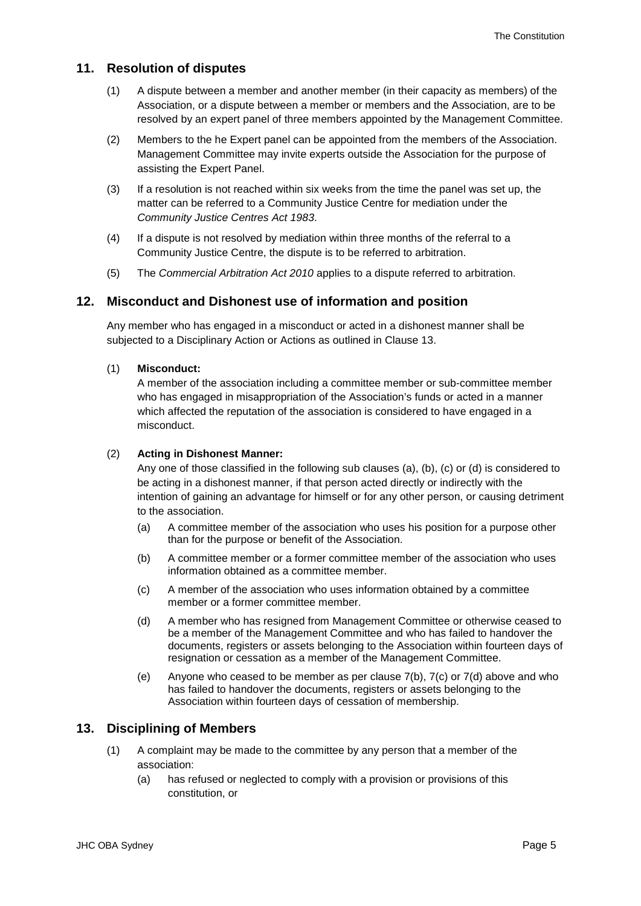## 11. Resolution of disputes

(1) A dispute between a member and another member (in their capacity as members) of the Association, or a dispute between a member or members and the Association, are to be resolved by an expert panel of three members appointed by the Management Committee.

(2) Members to the he Expert panel can be appointed from the members of the Association. Management Committee may invite experts outside the Association for the purpose of assisting the Expert Panel.

(3) If a resolution is not reached within six weeks from the time the panel was set up, the matter can be referred to a Community Justice Centre for mediation under the *Community Justice Centres Act 1983*.

(4) If a dispute is not resolved by mediation within three months of the referral to a Community Justice Centre, the dispute is to be referred to arbitration.

(5) The *Commercial Arbitration Act 2010* applies to a dispute referred to arbitration.

## 12. Misconduct and Dishonest use of information and position

Any member who has engaged in a misconduct or acted in a dishonest manner shall be subjected to a Disciplinary Action or Actions as outlined in Clause 13.

(1) **Misconduct:**
A member of the association including a committee member or sub-committee member who has engaged in misappropriation of the Association's funds or acted in a manner which affected the reputation of the association is considered to have engaged in a misconduct.

(2) **Acting in Dishonest Manner:**
Any one of those classified in the following sub clauses (a), (b), (c) or (d) is considered to be acting in a dishonest manner, if that person acted directly or indirectly with the intention of gaining an advantage for himself or for any other person, or causing detriment to the association.

- (a) A committee member of the association who uses his position for a purpose other than for the purpose or benefit of the Association.
- (b) A committee member or a former committee member of the association who uses information obtained as a committee member.
- (c) A member of the association who uses information obtained by a committee member or a former committee member.
- (d) A member who has resigned from Management Committee or otherwise ceased to be a member of the Management Committee and who has failed to handover the documents, registers or assets belonging to the Association within fourteen days of resignation or cessation as a member of the Management Committee.
- (e) Anyone who ceased to be member as per clause 7(b), 7(c) or 7(d) above and who has failed to handover the documents, registers or assets belonging to the Association within fourteen days of cessation of membership.

## 13. Disciplining of Members

(1) A complaint may be made to the committee by any person that a member of the association:

- (a) has refused or neglected to comply with a provision or provisions of this constitution, or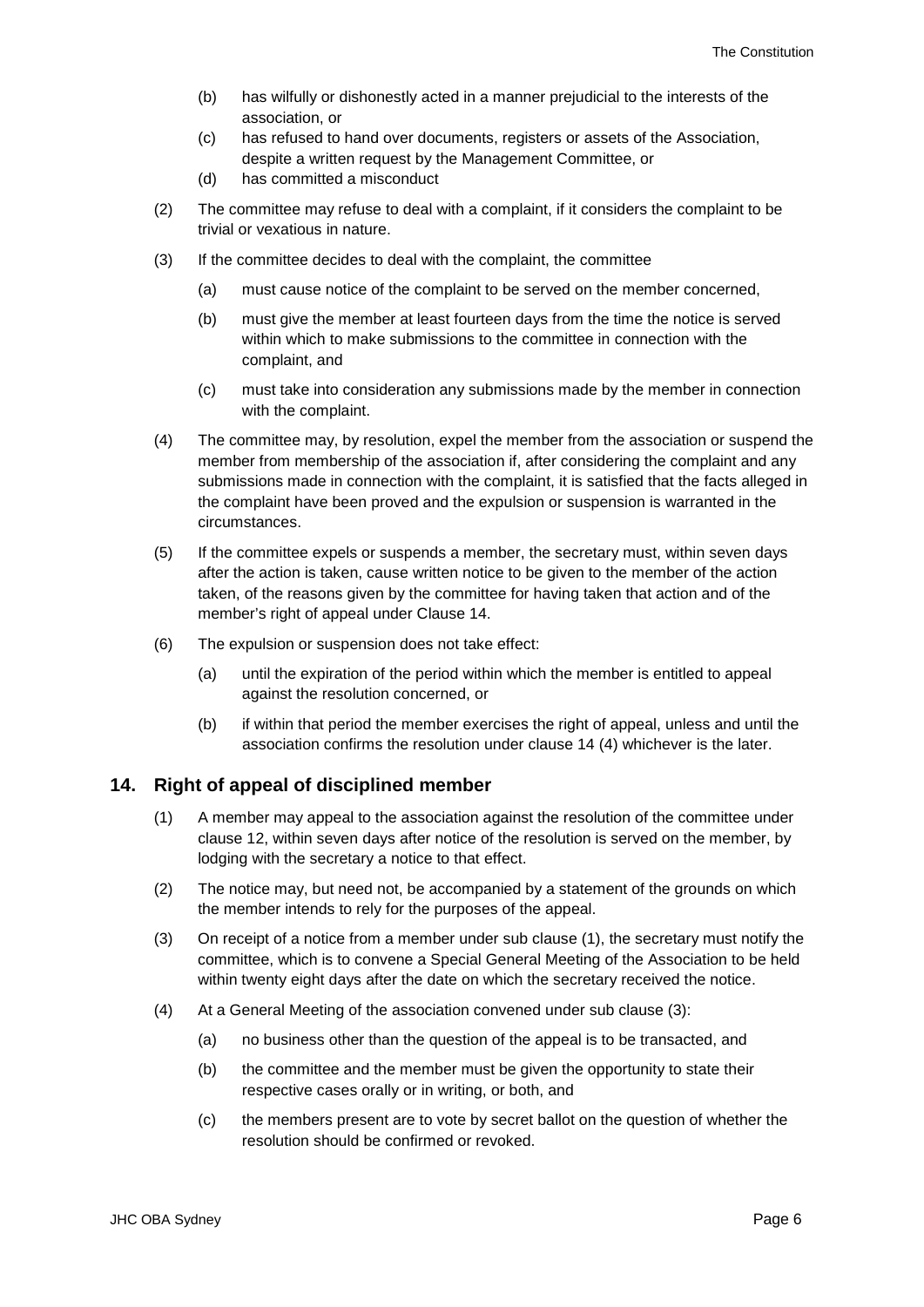(b) has wilfully or dishonestly acted in a manner prejudicial to the interests of the association, or

(c) has refused to hand over documents, registers or assets of the Association, despite a written request by the Management Committee, or

(d) has committed a misconduct

(2) The committee may refuse to deal with a complaint, if it considers the complaint to be trivial or vexatious in nature.

(3) If the committee decides to deal with the complaint, the committee

(a) must cause notice of the complaint to be served on the member concerned,

(b) must give the member at least fourteen days from the time the notice is served within which to make submissions to the committee in connection with the complaint, and

(c) must take into consideration any submissions made by the member in connection with the complaint.

(4) The committee may, by resolution, expel the member from the association or suspend the member from membership of the association if, after considering the complaint and any submissions made in connection with the complaint, it is satisfied that the facts alleged in the complaint have been proved and the expulsion or suspension is warranted in the circumstances.

(5) If the committee expels or suspends a member, the secretary must, within seven days after the action is taken, cause written notice to be given to the member of the action taken, of the reasons given by the committee for having taken that action and of the member's right of appeal under Clause 14.

(6) The expulsion or suspension does not take effect:

(a) until the expiration of the period within which the member is entitled to appeal against the resolution concerned, or

(b) if within that period the member exercises the right of appeal, unless and until the association confirms the resolution under clause 14 (4) whichever is the later.

## 14. Right of appeal of disciplined member

(1) A member may appeal to the association against the resolution of the committee under clause 12, within seven days after notice of the resolution is served on the member, by lodging with the secretary a notice to that effect.

(2) The notice may, but need not, be accompanied by a statement of the grounds on which the member intends to rely for the purposes of the appeal.

(3) On receipt of a notice from a member under sub clause (1), the secretary must notify the committee, which is to convene a Special General Meeting of the Association to be held within twenty eight days after the date on which the secretary received the notice.

(4) At a General Meeting of the association convened under sub clause (3):

(a) no business other than the question of the appeal is to be transacted, and

(b) the committee and the member must be given the opportunity to state their respective cases orally or in writing, or both, and

(c) the members present are to vote by secret ballot on the question of whether the resolution should be confirmed or revoked.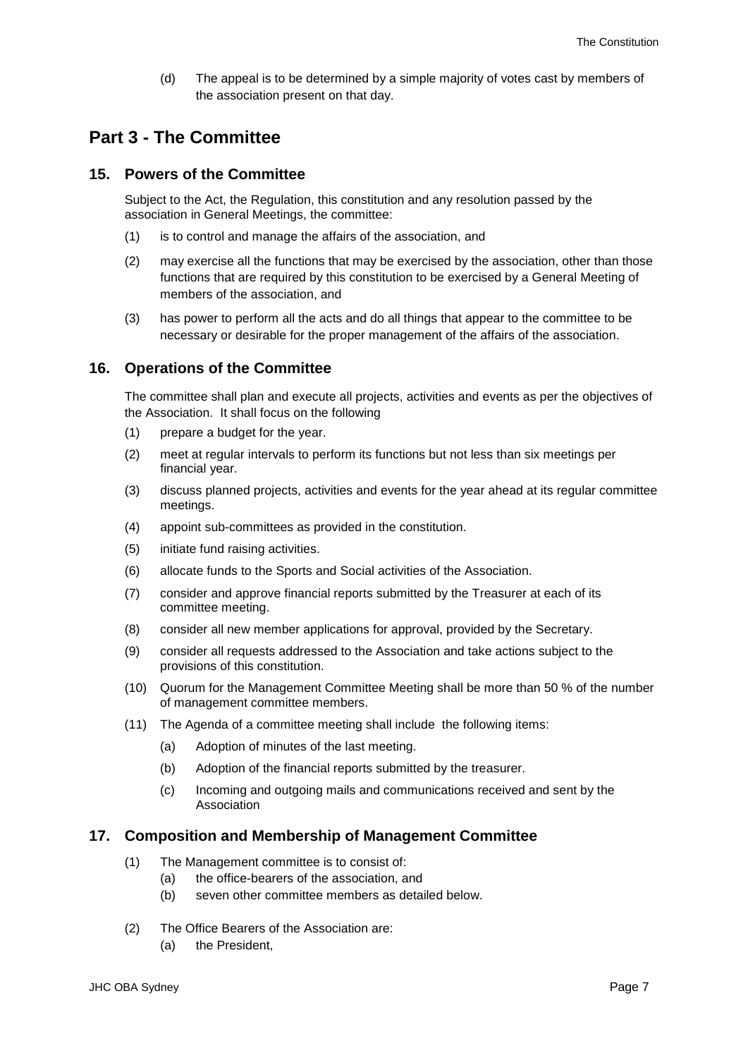(d) The appeal is to be determined by a simple majority of votes cast by members of the association present on that day.

## Part 3 - The Committee

### 15. Powers of the Committee

Subject to the Act, the Regulation, this constitution and any resolution passed by the association in General Meetings, the committee:

(1) is to control and manage the affairs of the association, and

(2) may exercise all the functions that may be exercised by the association, other than those functions that are required by this constitution to be exercised by a General Meeting of members of the association, and

(3) has power to perform all the acts and do all things that appear to the committee to be necessary or desirable for the proper management of the affairs of the association.

### 16. Operations of the Committee

The committee shall plan and execute all projects, activities and events as per the objectives of the Association. It shall focus on the following

(1) prepare a budget for the year.

(2) meet at regular intervals to perform its functions but not less than six meetings per financial year.

(3) discuss planned projects, activities and events for the year ahead at its regular committee meetings.

(4) appoint sub-committees as provided in the constitution.

(5) initiate fund raising activities.

(6) allocate funds to the Sports and Social activities of the Association.

(7) consider and approve financial reports submitted by the Treasurer at each of its committee meeting.

(8) consider all new member applications for approval, provided by the Secretary.

(9) consider all requests addressed to the Association and take actions subject to the provisions of this constitution.

(10) Quorum for the Management Committee Meeting shall be more than 50 % of the number of management committee members.

(11) The Agenda of a committee meeting shall include the following items:

(a) Adoption of minutes of the last meeting.

(b) Adoption of the financial reports submitted by the treasurer.

(c) Incoming and outgoing mails and communications received and sent by the Association

### 17. Composition and Membership of Management Committee

(1) The Management committee is to consist of:

(a) the office-bearers of the association, and

(b) seven other committee members as detailed below.

(2) The Office Bearers of the Association are:

(a) the President,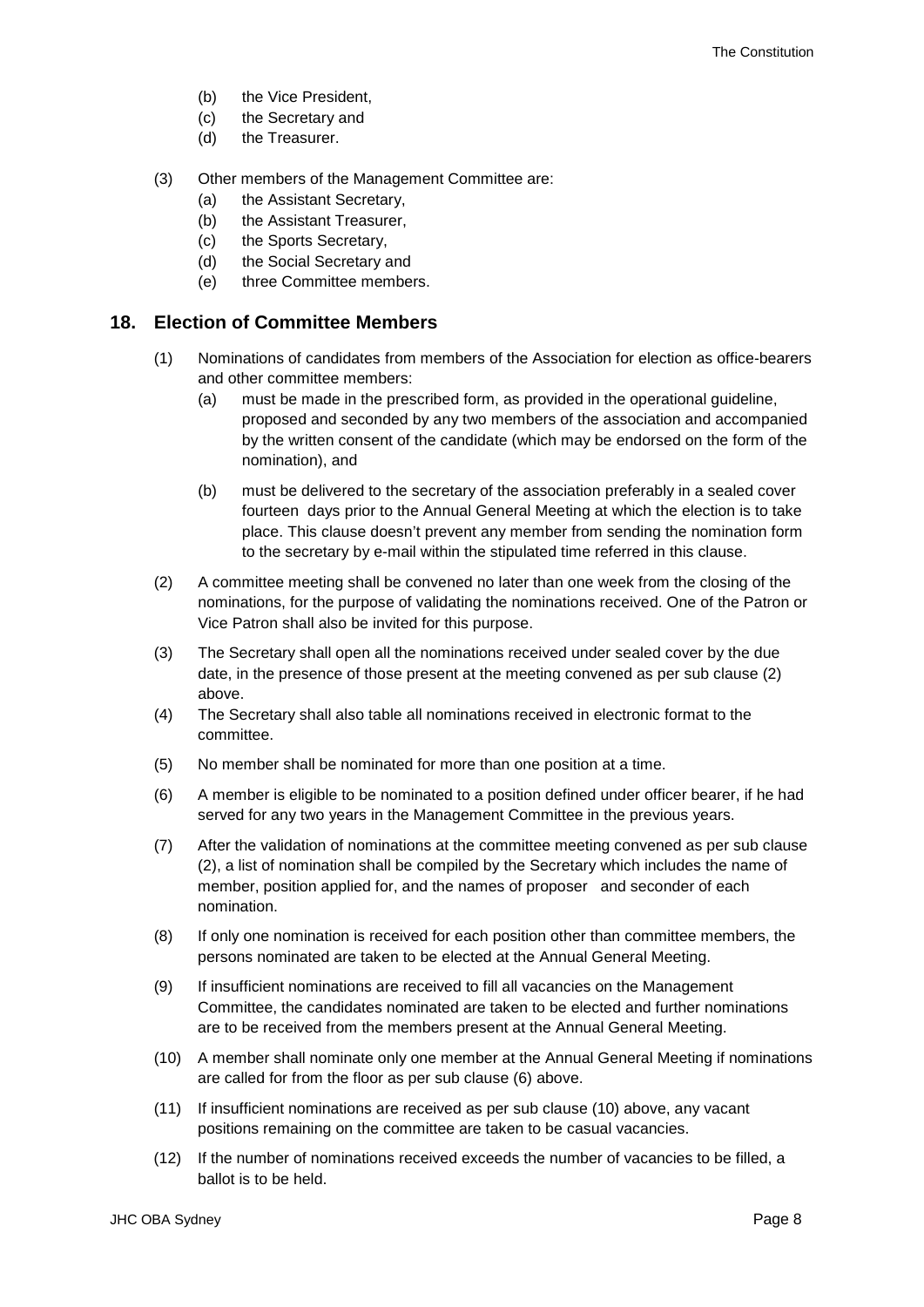(b) the Vice President,
(c) the Secretary and
(d) the Treasurer.

(3) Other members of the Management Committee are:
(a) the Assistant Secretary,
(b) the Assistant Treasurer,
(c) the Sports Secretary,
(d) the Social Secretary and
(e) three Committee members.

## 18. Election of Committee Members

(1) Nominations of candidates from members of the Association for election as office-bearers and other committee members:

(a) must be made in the prescribed form, as provided in the operational guideline, proposed and seconded by any two members of the association and accompanied by the written consent of the candidate (which may be endorsed on the form of the nomination), and

(b) must be delivered to the secretary of the association preferably in a sealed cover fourteen days prior to the Annual General Meeting at which the election is to take place. This clause doesn't prevent any member from sending the nomination form to the secretary by e-mail within the stipulated time referred in this clause.

(2) A committee meeting shall be convened no later than one week from the closing of the nominations, for the purpose of validating the nominations received. One of the Patron or Vice Patron shall also be invited for this purpose.

(3) The Secretary shall open all the nominations received under sealed cover by the due date, in the presence of those present at the meeting convened as per sub clause (2) above.

(4) The Secretary shall also table all nominations received in electronic format to the committee.

(5) No member shall be nominated for more than one position at a time.

(6) A member is eligible to be nominated to a position defined under officer bearer, if he had served for any two years in the Management Committee in the previous years.

(7) After the validation of nominations at the committee meeting convened as per sub clause (2), a list of nomination shall be compiled by the Secretary which includes the name of member, position applied for, and the names of proposer and seconder of each nomination.

(8) If only one nomination is received for each position other than committee members, the persons nominated are taken to be elected at the Annual General Meeting.

(9) If insufficient nominations are received to fill all vacancies on the Management Committee, the candidates nominated are taken to be elected and further nominations are to be received from the members present at the Annual General Meeting.

(10) A member shall nominate only one member at the Annual General Meeting if nominations are called for from the floor as per sub clause (6) above.

(11) If insufficient nominations are received as per sub clause (10) above, any vacant positions remaining on the committee are taken to be casual vacancies.

(12) If the number of nominations received exceeds the number of vacancies to be filled, a ballot is to be held.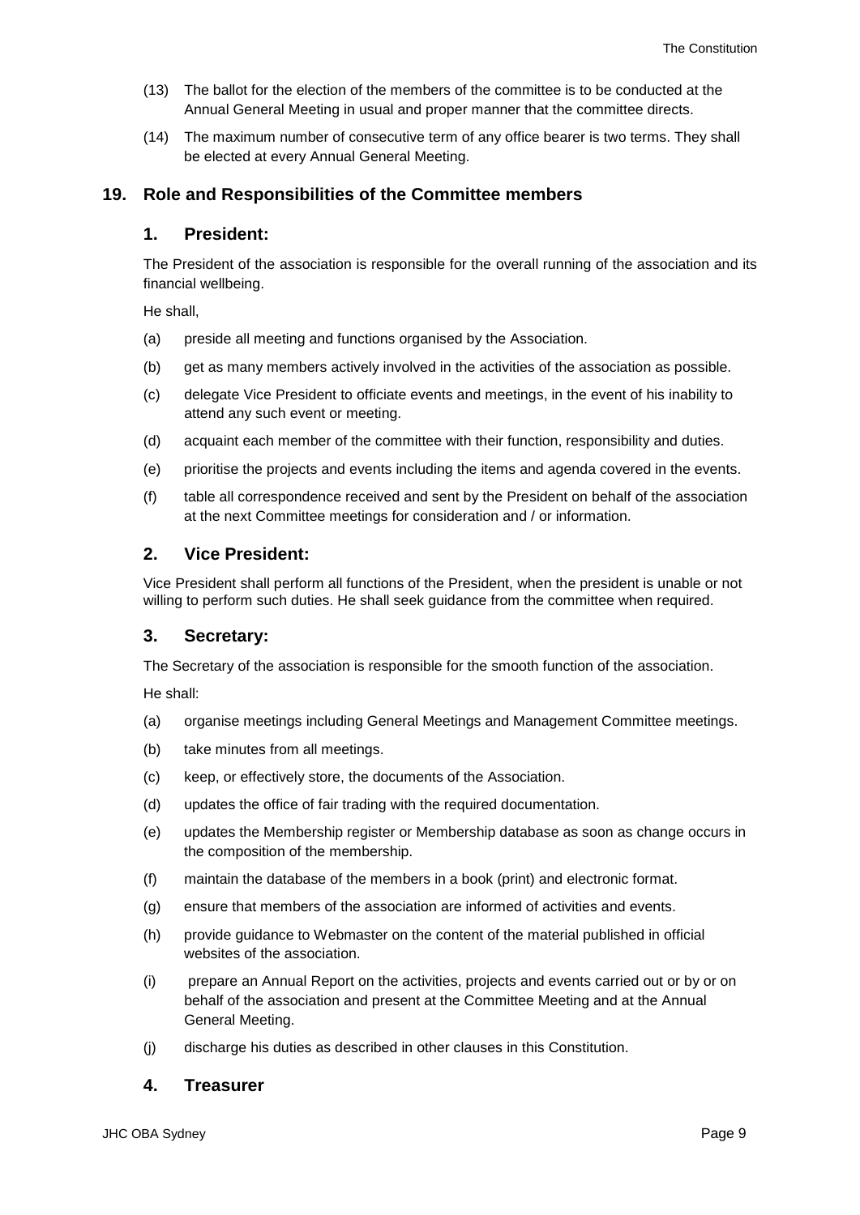(13) The ballot for the election of the members of the committee is to be conducted at the Annual General Meeting in usual and proper manner that the committee directs.

(14) The maximum number of consecutive term of any office bearer is two terms. They shall be elected at every Annual General Meeting.

## 19. Role and Responsibilities of the Committee members

### 1. President:

The President of the association is responsible for the overall running of the association and its financial wellbeing.

He shall,

(a) preside all meeting and functions organised by the Association.

(b) get as many members actively involved in the activities of the association as possible.

(c) delegate Vice President to officiate events and meetings, in the event of his inability to attend any such event or meeting.

(d) acquaint each member of the committee with their function, responsibility and duties.

(e) prioritise the projects and events including the items and agenda covered in the events.

(f) table all correspondence received and sent by the President on behalf of the association at the next Committee meetings for consideration and / or information.

### 2. Vice President:

Vice President shall perform all functions of the President, when the president is unable or not willing to perform such duties. He shall seek guidance from the committee when required.

### 3. Secretary:

The Secretary of the association is responsible for the smooth function of the association.

He shall:

(a) organise meetings including General Meetings and Management Committee meetings.

(b) take minutes from all meetings.

(c) keep, or effectively store, the documents of the Association.

(d) updates the office of fair trading with the required documentation.

(e) updates the Membership register or Membership database as soon as change occurs in the composition of the membership.

(f) maintain the database of the members in a book (print) and electronic format.

(g) ensure that members of the association are informed of activities and events.

(h) provide guidance to Webmaster on the content of the material published in official websites of the association.

(i) prepare an Annual Report on the activities, projects and events carried out or by or on behalf of the association and present at the Committee Meeting and at the Annual General Meeting.

(j) discharge his duties as described in other clauses in this Constitution.

### 4. Treasurer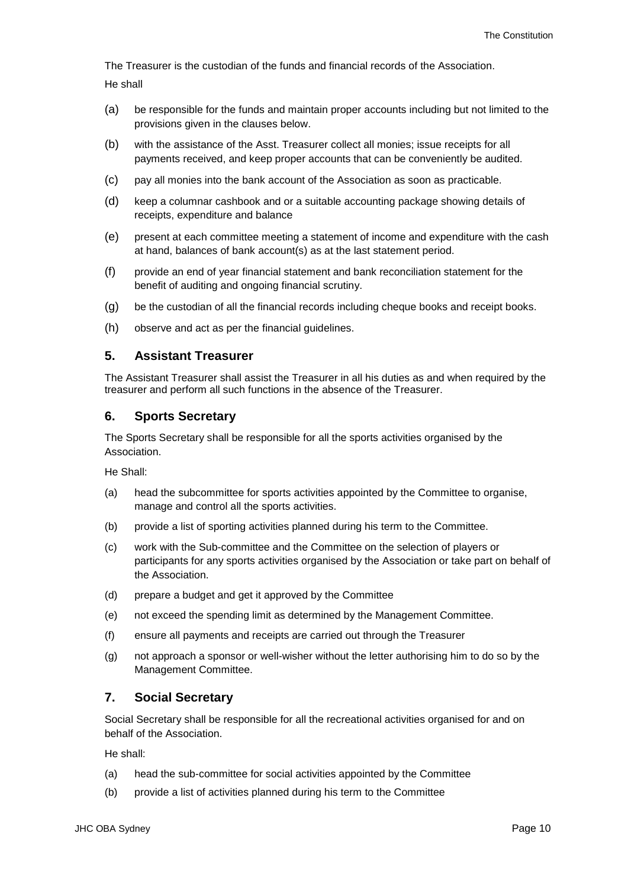The Treasurer is the custodian of the funds and financial records of the Association.

He shall

(a) be responsible for the funds and maintain proper accounts including but not limited to the provisions given in the clauses below.

(b) with the assistance of the Asst. Treasurer collect all monies; issue receipts for all payments received, and keep proper accounts that can be conveniently be audited.

(c) pay all monies into the bank account of the Association as soon as practicable.

(d) keep a columnar cashbook and or a suitable accounting package showing details of receipts, expenditure and balance

(e) present at each committee meeting a statement of income and expenditure with the cash at hand, balances of bank account(s) as at the last statement period.

(f) provide an end of year financial statement and bank reconciliation statement for the benefit of auditing and ongoing financial scrutiny.

(g) be the custodian of all the financial records including cheque books and receipt books.

(h) observe and act as per the financial guidelines.

## 5. Assistant Treasurer

The Assistant Treasurer shall assist the Treasurer in all his duties as and when required by the treasurer and perform all such functions in the absence of the Treasurer.

## 6. Sports Secretary

The Sports Secretary shall be responsible for all the sports activities organised by the Association.

He Shall:

(a) head the subcommittee for sports activities appointed by the Committee to organise, manage and control all the sports activities.

(b) provide a list of sporting activities planned during his term to the Committee.

(c) work with the Sub-committee and the Committee on the selection of players or participants for any sports activities organised by the Association or take part on behalf of the Association.

(d) prepare a budget and get it approved by the Committee

(e) not exceed the spending limit as determined by the Management Committee.

(f) ensure all payments and receipts are carried out through the Treasurer

(g) not approach a sponsor or well-wisher without the letter authorising him to do so by the Management Committee.

## 7. Social Secretary

Social Secretary shall be responsible for all the recreational activities organised for and on behalf of the Association.

He shall:

(a) head the sub-committee for social activities appointed by the Committee

(b) provide a list of activities planned during his term to the Committee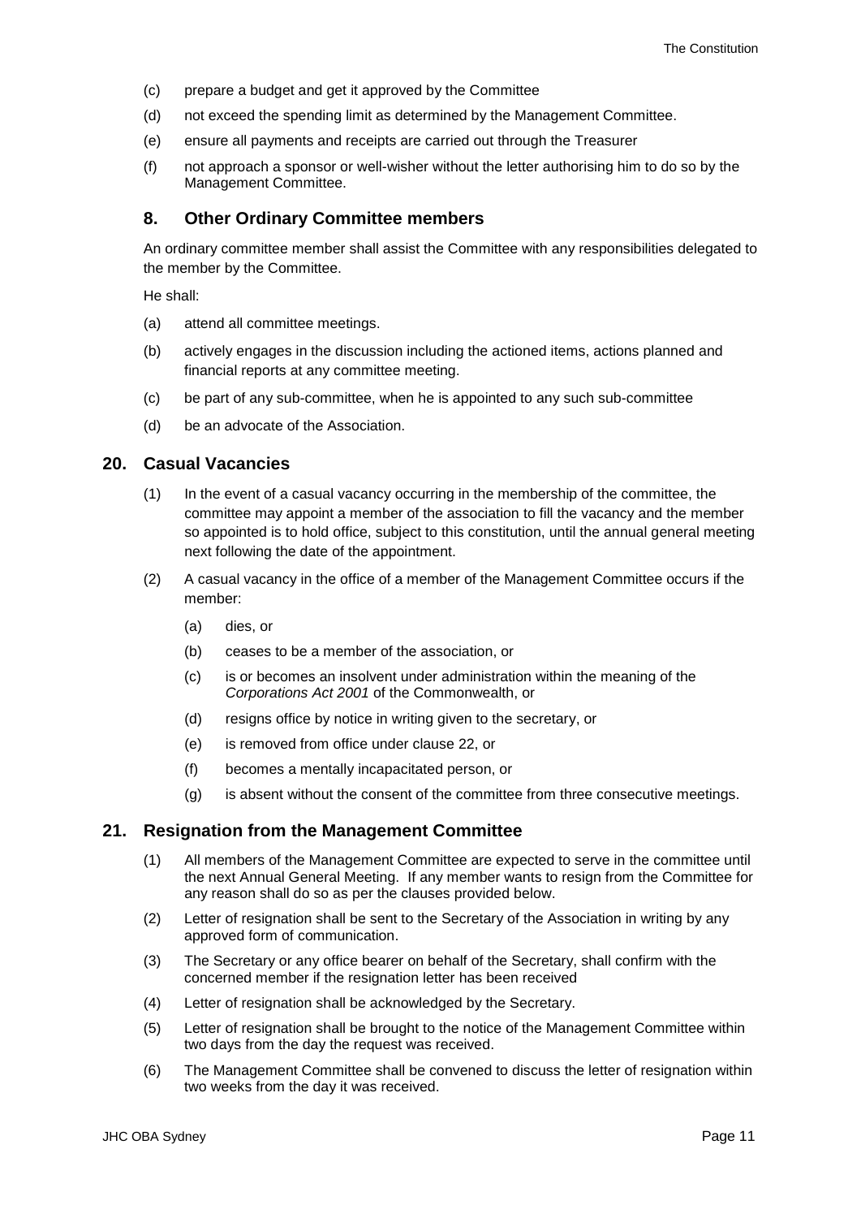(c) prepare a budget and get it approved by the Committee

(d) not exceed the spending limit as determined by the Management Committee.

(e) ensure all payments and receipts are carried out through the Treasurer

(f) not approach a sponsor or well-wisher without the letter authorising him to do so by the Management Committee.

### 8. Other Ordinary Committee members

An ordinary committee member shall assist the Committee with any responsibilities delegated to the member by the Committee.

He shall:

(a) attend all committee meetings.

(b) actively engages in the discussion including the actioned items, actions planned and financial reports at any committee meeting.

(c) be part of any sub-committee, when he is appointed to any such sub-committee

(d) be an advocate of the Association.

## 20. Casual Vacancies

(1) In the event of a casual vacancy occurring in the membership of the committee, the committee may appoint a member of the association to fill the vacancy and the member so appointed is to hold office, subject to this constitution, until the annual general meeting next following the date of the appointment.

(2) A casual vacancy in the office of a member of the Management Committee occurs if the member:

- (a) dies, or
- (b) ceases to be a member of the association, or
- (c) is or becomes an insolvent under administration within the meaning of the *Corporations Act 2001* of the Commonwealth, or
- (d) resigns office by notice in writing given to the secretary, or
- (e) is removed from office under clause 22, or
- (f) becomes a mentally incapacitated person, or
- (g) is absent without the consent of the committee from three consecutive meetings.

## 21. Resignation from the Management Committee

(1) All members of the Management Committee are expected to serve in the committee until the next Annual General Meeting. If any member wants to resign from the Committee for any reason shall do so as per the clauses provided below.

(2) Letter of resignation shall be sent to the Secretary of the Association in writing by any approved form of communication.

(3) The Secretary or any office bearer on behalf of the Secretary, shall confirm with the concerned member if the resignation letter has been received

(4) Letter of resignation shall be acknowledged by the Secretary.

(5) Letter of resignation shall be brought to the notice of the Management Committee within two days from the day the request was received.

(6) The Management Committee shall be convened to discuss the letter of resignation within two weeks from the day it was received.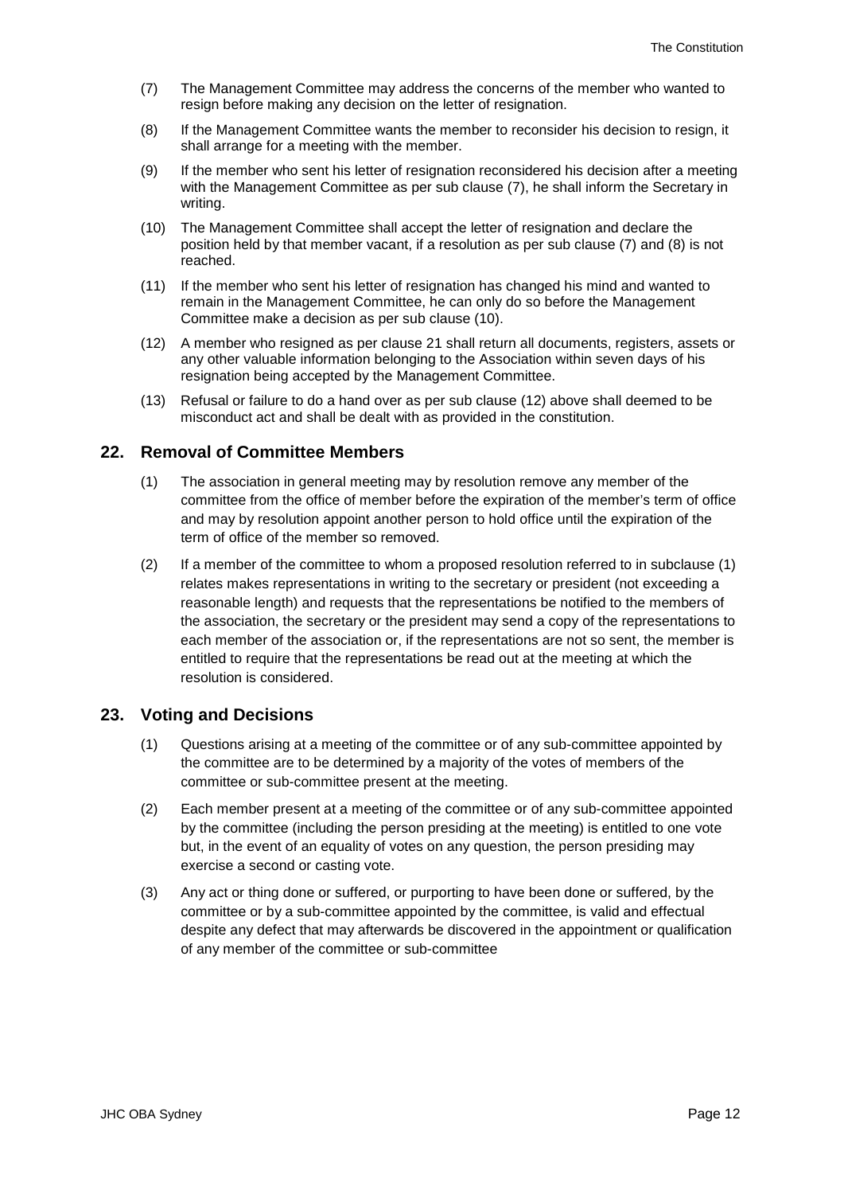(7) The Management Committee may address the concerns of the member who wanted to resign before making any decision on the letter of resignation.

(8) If the Management Committee wants the member to reconsider his decision to resign, it shall arrange for a meeting with the member.

(9) If the member who sent his letter of resignation reconsidered his decision after a meeting with the Management Committee as per sub clause (7), he shall inform the Secretary in writing.

(10) The Management Committee shall accept the letter of resignation and declare the position held by that member vacant, if a resolution as per sub clause (7) and (8) is not reached.

(11) If the member who sent his letter of resignation has changed his mind and wanted to remain in the Management Committee, he can only do so before the Management Committee make a decision as per sub clause (10).

(12) A member who resigned as per clause 21 shall return all documents, registers, assets or any other valuable information belonging to the Association within seven days of his resignation being accepted by the Management Committee.

(13) Refusal or failure to do a hand over as per sub clause (12) above shall deemed to be misconduct act and shall be dealt with as provided in the constitution.

## 22. Removal of Committee Members

(1) The association in general meeting may by resolution remove any member of the committee from the office of member before the expiration of the member's term of office and may by resolution appoint another person to hold office until the expiration of the term of office of the member so removed.

(2) If a member of the committee to whom a proposed resolution referred to in subclause (1) relates makes representations in writing to the secretary or president (not exceeding a reasonable length) and requests that the representations be notified to the members of the association, the secretary or the president may send a copy of the representations to each member of the association or, if the representations are not so sent, the member is entitled to require that the representations be read out at the meeting at which the resolution is considered.

## 23. Voting and Decisions

(1) Questions arising at a meeting of the committee or of any sub-committee appointed by the committee are to be determined by a majority of the votes of members of the committee or sub-committee present at the meeting.

(2) Each member present at a meeting of the committee or of any sub-committee appointed by the committee (including the person presiding at the meeting) is entitled to one vote but, in the event of an equality of votes on any question, the person presiding may exercise a second or casting vote.

(3) Any act or thing done or suffered, or purporting to have been done or suffered, by the committee or by a sub-committee appointed by the committee, is valid and effectual despite any defect that may afterwards be discovered in the appointment or qualification of any member of the committee or sub-committee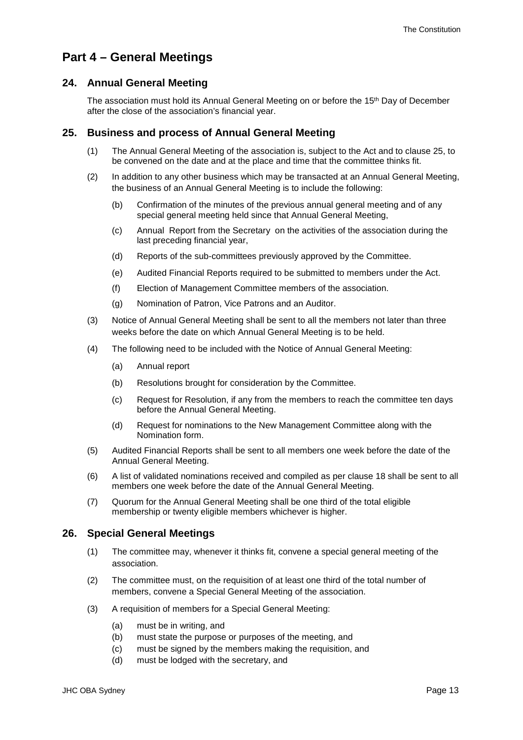# Part 4 – General Meetings

## 24. Annual General Meeting

The association must hold its Annual General Meeting on or before the 15th Day of December after the close of the association's financial year.

## 25. Business and process of Annual General Meeting

(1) The Annual General Meeting of the association is, subject to the Act and to clause 25, to be convened on the date and at the place and time that the committee thinks fit.

(2) In addition to any other business which may be transacted at an Annual General Meeting, the business of an Annual General Meeting is to include the following:

- (b) Confirmation of the minutes of the previous annual general meeting and of any special general meeting held since that Annual General Meeting,
- (c) Annual Report from the Secretary on the activities of the association during the last preceding financial year,
- (d) Reports of the sub-committees previously approved by the Committee.
- (e) Audited Financial Reports required to be submitted to members under the Act.
- (f) Election of Management Committee members of the association.
- (g) Nomination of Patron, Vice Patrons and an Auditor.

(3) Notice of Annual General Meeting shall be sent to all the members not later than three weeks before the date on which Annual General Meeting is to be held.

(4) The following need to be included with the Notice of Annual General Meeting:

- (a) Annual report
- (b) Resolutions brought for consideration by the Committee.
- (c) Request for Resolution, if any from the members to reach the committee ten days before the Annual General Meeting.
- (d) Request for nominations to the New Management Committee along with the Nomination form.

(5) Audited Financial Reports shall be sent to all members one week before the date of the Annual General Meeting.

(6) A list of validated nominations received and compiled as per clause 18 shall be sent to all members one week before the date of the Annual General Meeting.

(7) Quorum for the Annual General Meeting shall be one third of the total eligible membership or twenty eligible members whichever is higher.

## 26. Special General Meetings

(1) The committee may, whenever it thinks fit, convene a special general meeting of the association.

(2) The committee must, on the requisition of at least one third of the total number of members, convene a Special General Meeting of the association.

(3) A requisition of members for a Special General Meeting:

- (a) must be in writing, and
- (b) must state the purpose or purposes of the meeting, and
- (c) must be signed by the members making the requisition, and
- (d) must be lodged with the secretary, and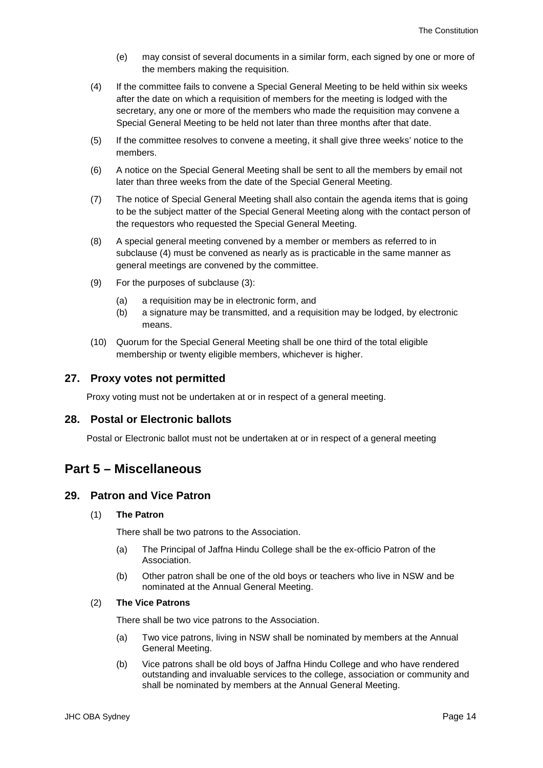(e) may consist of several documents in a similar form, each signed by one or more of the members making the requisition.

(4) If the committee fails to convene a Special General Meeting to be held within six weeks after the date on which a requisition of members for the meeting is lodged with the secretary, any one or more of the members who made the requisition may convene a Special General Meeting to be held not later than three months after that date.

(5) If the committee resolves to convene a meeting, it shall give three weeks' notice to the members.

(6) A notice on the Special General Meeting shall be sent to all the members by email not later than three weeks from the date of the Special General Meeting.

(7) The notice of Special General Meeting shall also contain the agenda items that is going to be the subject matter of the Special General Meeting along with the contact person of the requestors who requested the Special General Meeting.

(8) A special general meeting convened by a member or members as referred to in subclause (4) must be convened as nearly as is practicable in the same manner as general meetings are convened by the committee.

(9) For the purposes of subclause (3):

(a) a requisition may be in electronic form, and
(b) a signature may be transmitted, and a requisition may be lodged, by electronic means.

(10) Quorum for the Special General Meeting shall be one third of the total eligible membership or twenty eligible members, whichever is higher.

### 27. Proxy votes not permitted

Proxy voting must not be undertaken at or in respect of a general meeting.

### 28. Postal or Electronic ballots

Postal or Electronic ballot must not be undertaken at or in respect of a general meeting

## Part 5 – Miscellaneous

### 29. Patron and Vice Patron

(1) **The Patron**

There shall be two patrons to the Association.

(a) The Principal of Jaffna Hindu College shall be the ex-officio Patron of the Association.

(b) Other patron shall be one of the old boys or teachers who live in NSW and be nominated at the Annual General Meeting.

(2) **The Vice Patrons**

There shall be two vice patrons to the Association.

(a) Two vice patrons, living in NSW shall be nominated by members at the Annual General Meeting.

(b) Vice patrons shall be old boys of Jaffna Hindu College and who have rendered outstanding and invaluable services to the college, association or community and shall be nominated by members at the Annual General Meeting.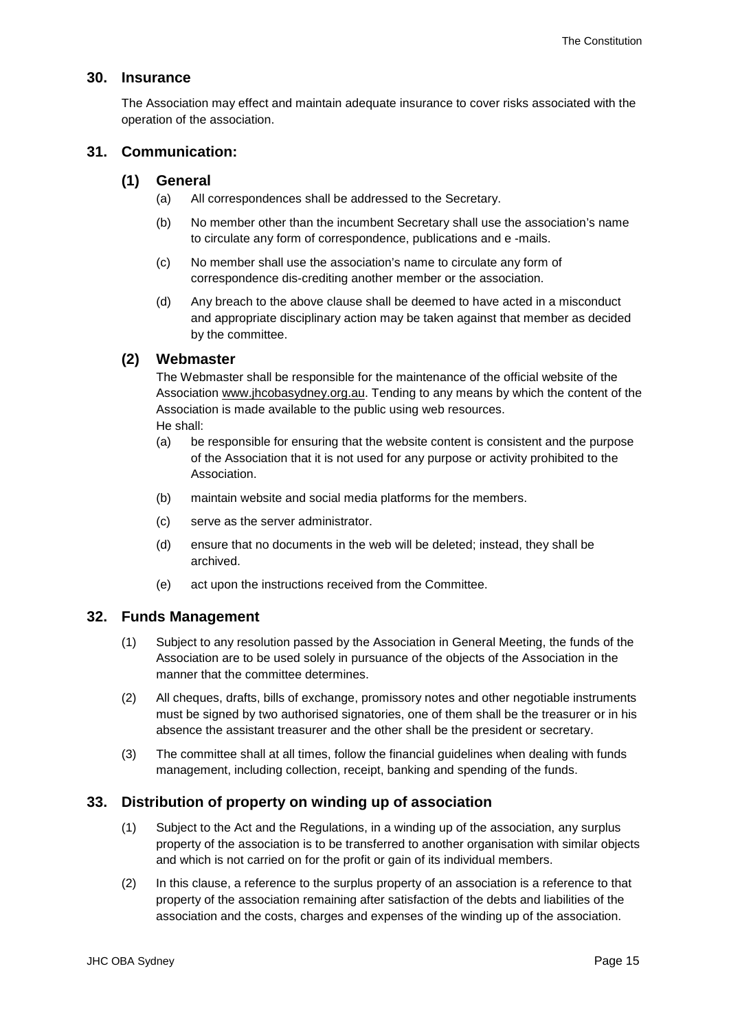## 30. Insurance

The Association may effect and maintain adequate insurance to cover risks associated with the operation of the association.

## 31. Communication:

### (1) General

(a) All correspondences shall be addressed to the Secretary.

(b) No member other than the incumbent Secretary shall use the association's name to circulate any form of correspondence, publications and e -mails.

(c) No member shall use the association's name to circulate any form of correspondence dis-crediting another member or the association.

(d) Any breach to the above clause shall be deemed to have acted in a misconduct and appropriate disciplinary action may be taken against that member as decided by the committee.

### (2) Webmaster

The Webmaster shall be responsible for the maintenance of the official website of the Association www.jhcobasydney.org.au. Tending to any means by which the content of the Association is made available to the public using web resources.
He shall:

(a) be responsible for ensuring that the website content is consistent and the purpose of the Association that it is not used for any purpose or activity prohibited to the Association.

(b) maintain website and social media platforms for the members.

(c) serve as the server administrator.

(d) ensure that no documents in the web will be deleted; instead, they shall be archived.

(e) act upon the instructions received from the Committee.

## 32. Funds Management

(1) Subject to any resolution passed by the Association in General Meeting, the funds of the Association are to be used solely in pursuance of the objects of the Association in the manner that the committee determines.

(2) All cheques, drafts, bills of exchange, promissory notes and other negotiable instruments must be signed by two authorised signatories, one of them shall be the treasurer or in his absence the assistant treasurer and the other shall be the president or secretary.

(3) The committee shall at all times, follow the financial guidelines when dealing with funds management, including collection, receipt, banking and spending of the funds.

## 33. Distribution of property on winding up of association

(1) Subject to the Act and the Regulations, in a winding up of the association, any surplus property of the association is to be transferred to another organisation with similar objects and which is not carried on for the profit or gain of its individual members.

(2) In this clause, a reference to the surplus property of an association is a reference to that property of the association remaining after satisfaction of the debts and liabilities of the association and the costs, charges and expenses of the winding up of the association.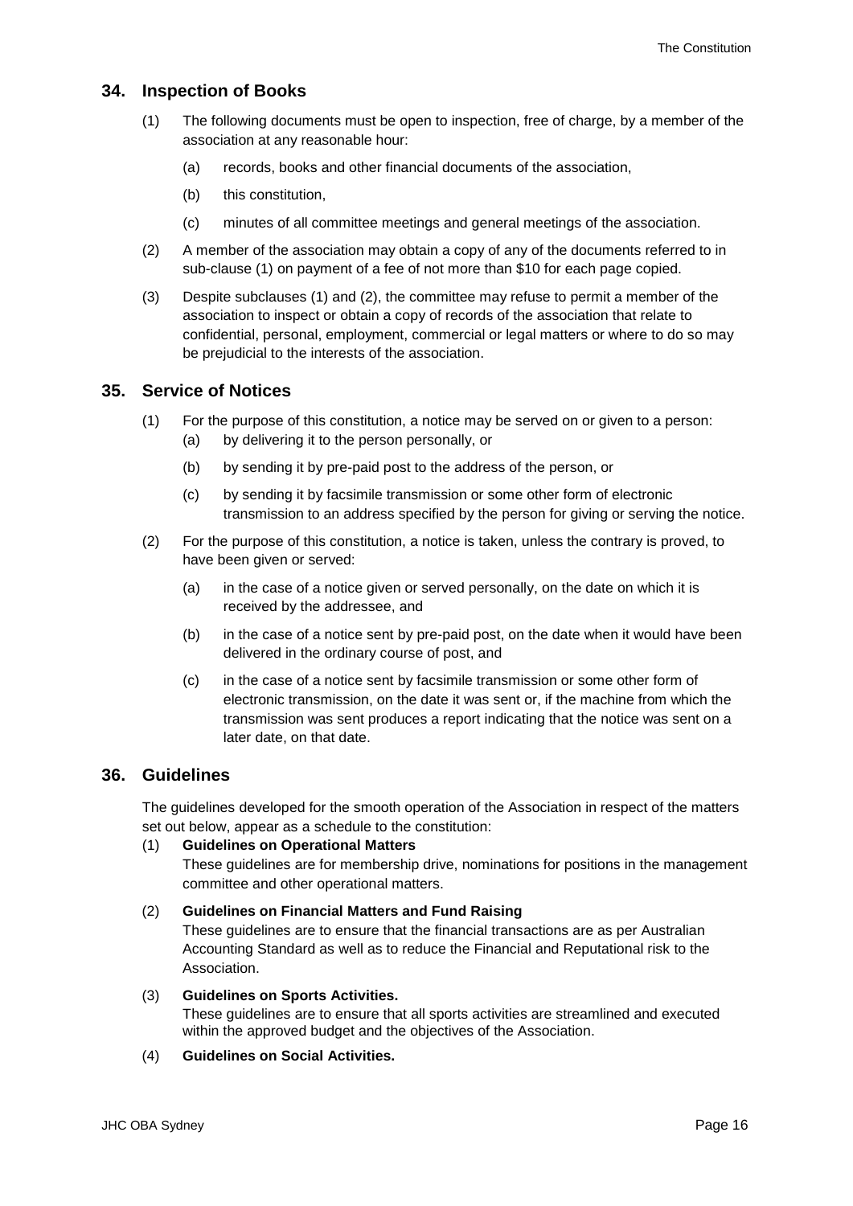## 34. Inspection of Books

(1) The following documents must be open to inspection, free of charge, by a member of the association at any reasonable hour:

- (a) records, books and other financial documents of the association,
- (b) this constitution,
- (c) minutes of all committee meetings and general meetings of the association.

(2) A member of the association may obtain a copy of any of the documents referred to in sub-clause (1) on payment of a fee of not more than $10 for each page copied.

(3) Despite subclauses (1) and (2), the committee may refuse to permit a member of the association to inspect or obtain a copy of records of the association that relate to confidential, personal, employment, commercial or legal matters or where to do so may be prejudicial to the interests of the association.

## 35. Service of Notices

(1) For the purpose of this constitution, a notice may be served on or given to a person:

- (a) by delivering it to the person personally, or
- (b) by sending it by pre-paid post to the address of the person, or
- (c) by sending it by facsimile transmission or some other form of electronic transmission to an address specified by the person for giving or serving the notice.

(2) For the purpose of this constitution, a notice is taken, unless the contrary is proved, to have been given or served:

- (a) in the case of a notice given or served personally, on the date on which it is received by the addressee, and
- (b) in the case of a notice sent by pre-paid post, on the date when it would have been delivered in the ordinary course of post, and
- (c) in the case of a notice sent by facsimile transmission or some other form of electronic transmission, on the date it was sent or, if the machine from which the transmission was sent produces a report indicating that the notice was sent on a later date, on that date.

## 36. Guidelines

The guidelines developed for the smooth operation of the Association in respect of the matters set out below, appear as a schedule to the constitution:

(1) **Guidelines on Operational Matters**
These guidelines are for membership drive, nominations for positions in the management committee and other operational matters.

(2) **Guidelines on Financial Matters and Fund Raising**
These guidelines are to ensure that the financial transactions are as per Australian Accounting Standard as well as to reduce the Financial and Reputational risk to the Association.

(3) **Guidelines on Sports Activities.**
These guidelines are to ensure that all sports activities are streamlined and executed within the approved budget and the objectives of the Association.

(4) **Guidelines on Social Activities.**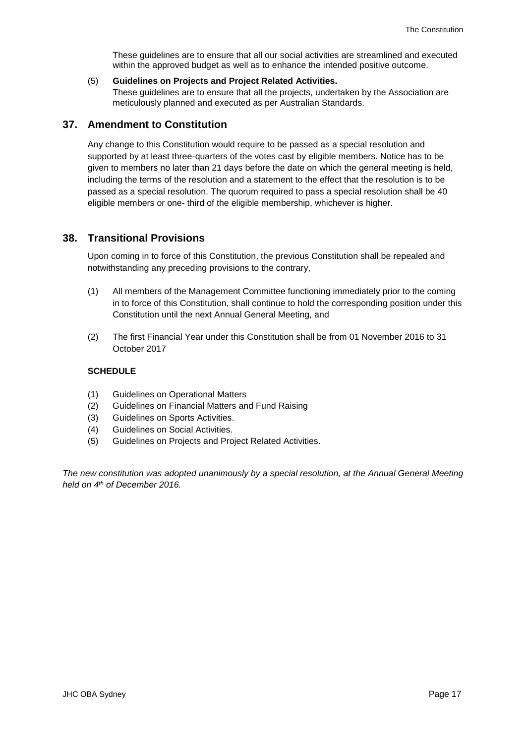These guidelines are to ensure that all our social activities are streamlined and executed within the approved budget as well as to enhance the intended positive outcome.

(5) **Guidelines on Projects and Project Related Activities.**
These guidelines are to ensure that all the projects, undertaken by the Association are meticulously planned and executed as per Australian Standards.

## 37. Amendment to Constitution

Any change to this Constitution would require to be passed as a special resolution and supported by at least three-quarters of the votes cast by eligible members. Notice has to be given to members no later than 21 days before the date on which the general meeting is held, including the terms of the resolution and a statement to the effect that the resolution is to be passed as a special resolution. The quorum required to pass a special resolution shall be 40 eligible members or one- third of the eligible membership, whichever is higher.

## 38. Transitional Provisions

Upon coming in to force of this Constitution, the previous Constitution shall be repealed and notwithstanding any preceding provisions to the contrary,

(1) All members of the Management Committee functioning immediately prior to the coming in to force of this Constitution, shall continue to hold the corresponding position under this Constitution until the next Annual General Meeting, and

(2) The first Financial Year under this Constitution shall be from 01 November 2016 to 31 October 2017

**SCHEDULE**

(1) Guidelines on Operational Matters
(2) Guidelines on Financial Matters and Fund Raising
(3) Guidelines on Sports Activities.
(4) Guidelines on Social Activities.
(5) Guidelines on Projects and Project Related Activities.

*The new constitution was adopted unanimously by a special resolution, at the Annual General Meeting held on 4th of December 2016.*